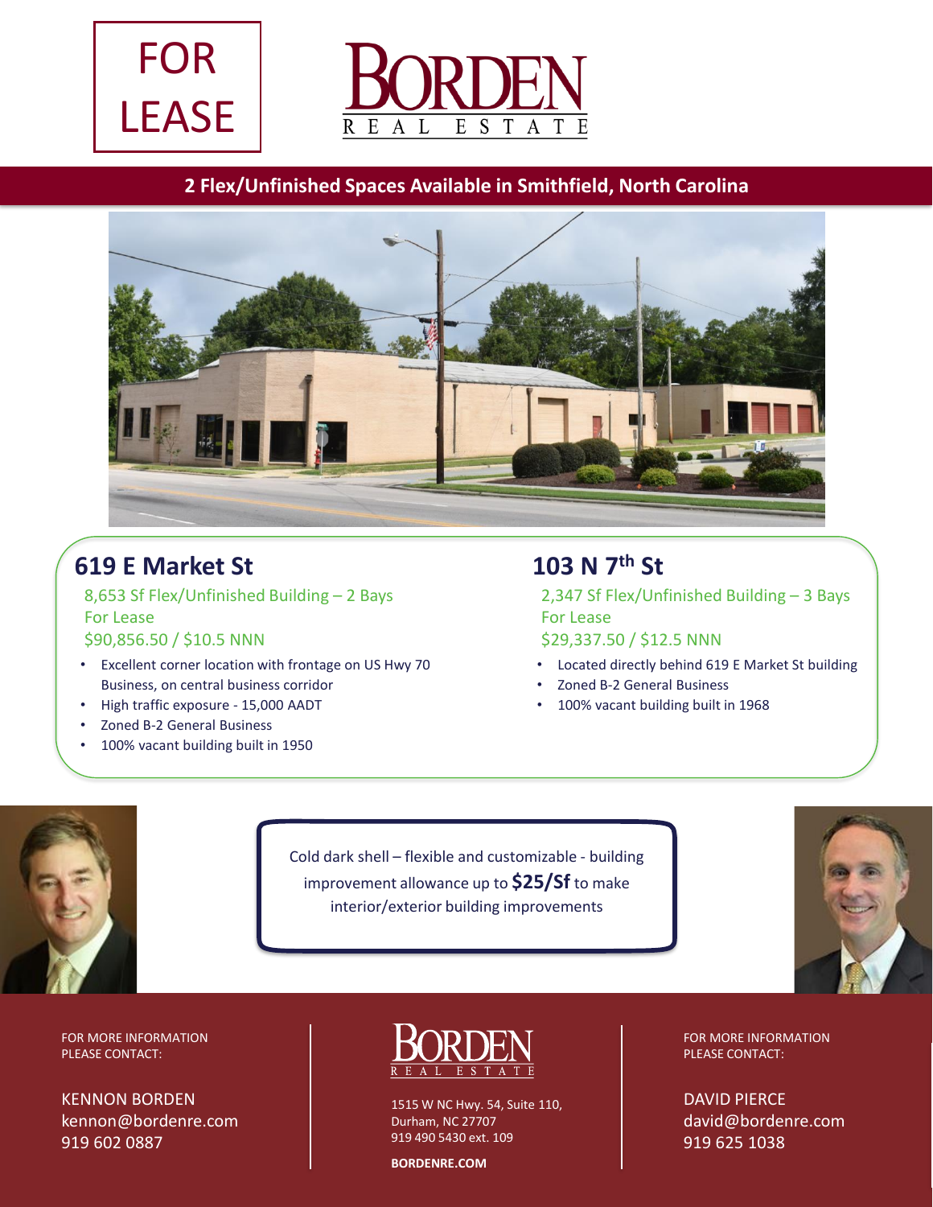FOR LEASE

BORDEN REAL ESTATE

## 2 Flex/Unfinished Spaces Available in Smithfield, North Carolina

## 619 E Market St

8,653 Sf Flex/Unfinished Building – 2 Bays
For Lease
$90,856.50 / $10.5 NNN

- Excellent corner location with frontage on US Hwy 70 Business, on central business corridor
- High traffic exposure - 15,000 AADT
- Zoned B-2 General Business
- 100% vacant building built in 1950

## 103 N 7th St

2,347 Sf Flex/Unfinished Building – 3 Bays
For Lease
$29,337.50 / $12.5 NNN

- Located directly behind 619 E Market St building
- Zoned B-2 General Business
- 100% vacant building built in 1968

Cold dark shell – flexible and customizable - building improvement allowance up to **$25/Sf** to make interior/exterior building improvements

FOR MORE INFORMATION PLEASE CONTACT:

KENNON BORDEN
kennon@bordenre.com
919 602 0887

BORDEN REAL ESTATE

1515 W NC Hwy. 54, Suite 110,
Durham, NC 27707
919 490 5430 ext. 109

**BORDENRE.COM**

FOR MORE INFORMATION PLEASE CONTACT:

DAVID PIERCE
david@bordenre.com
919 625 1038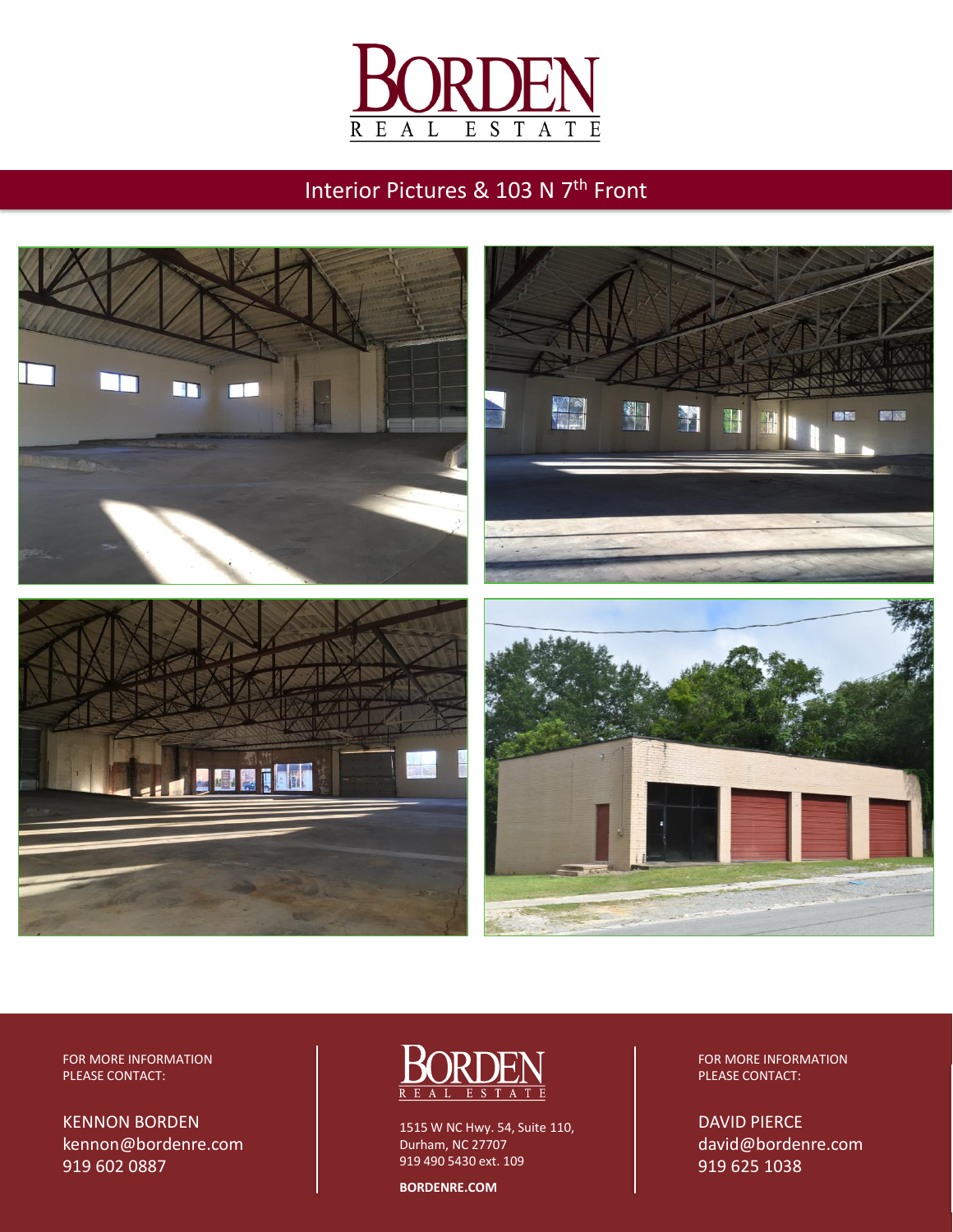# BORDEN REAL ESTATE

## Interior Pictures & 103 N 7th Front

FOR MORE INFORMATION PLEASE CONTACT:

KENNON BORDEN
kennon@bordenre.com
919 602 0887

BORDEN REAL ESTATE

1515 W NC Hwy. 54, Suite 110,
Durham, NC 27707
919 490 5430 ext. 109

**BORDENRE.COM**

FOR MORE INFORMATION PLEASE CONTACT:

DAVID PIERCE
david@bordenre.com
919 625 1038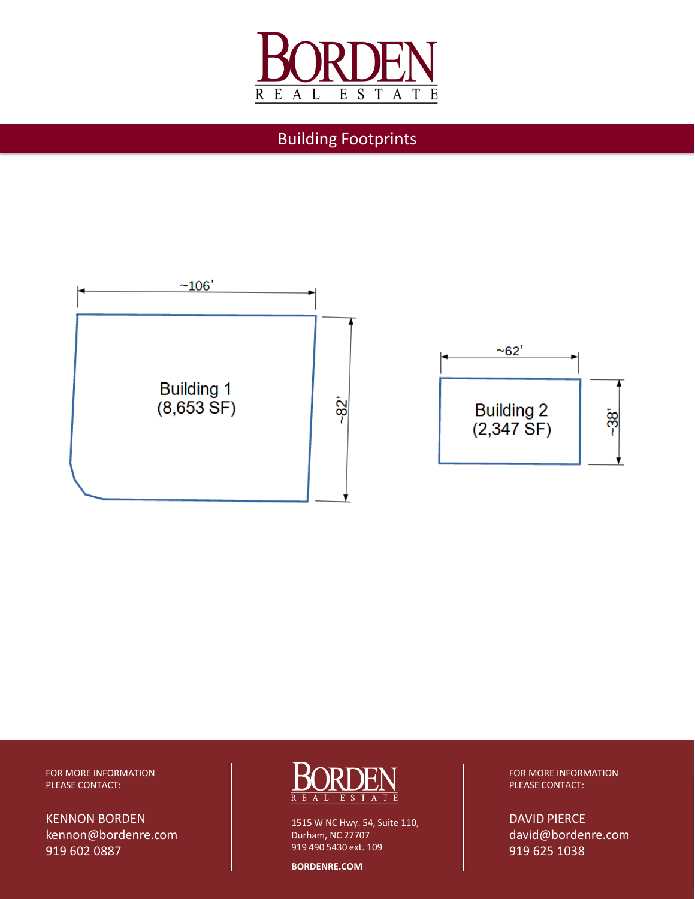# Building Footprints

~106'

Building 1
(8,653 SF)

~82'

~62'

Building 2
(2,347 SF)

~38'

FOR MORE INFORMATION
PLEASE CONTACT:

KENNON BORDEN
kennon@bordenre.com
919 602 0887

BORDEN REAL ESTATE

1515 W NC Hwy. 54, Suite 110,
Durham, NC 27707
919 490 5430 ext. 109

**BORDENRE.COM**

FOR MORE INFORMATION
PLEASE CONTACT:

DAVID PIERCE
david@bordenre.com
919 625 1038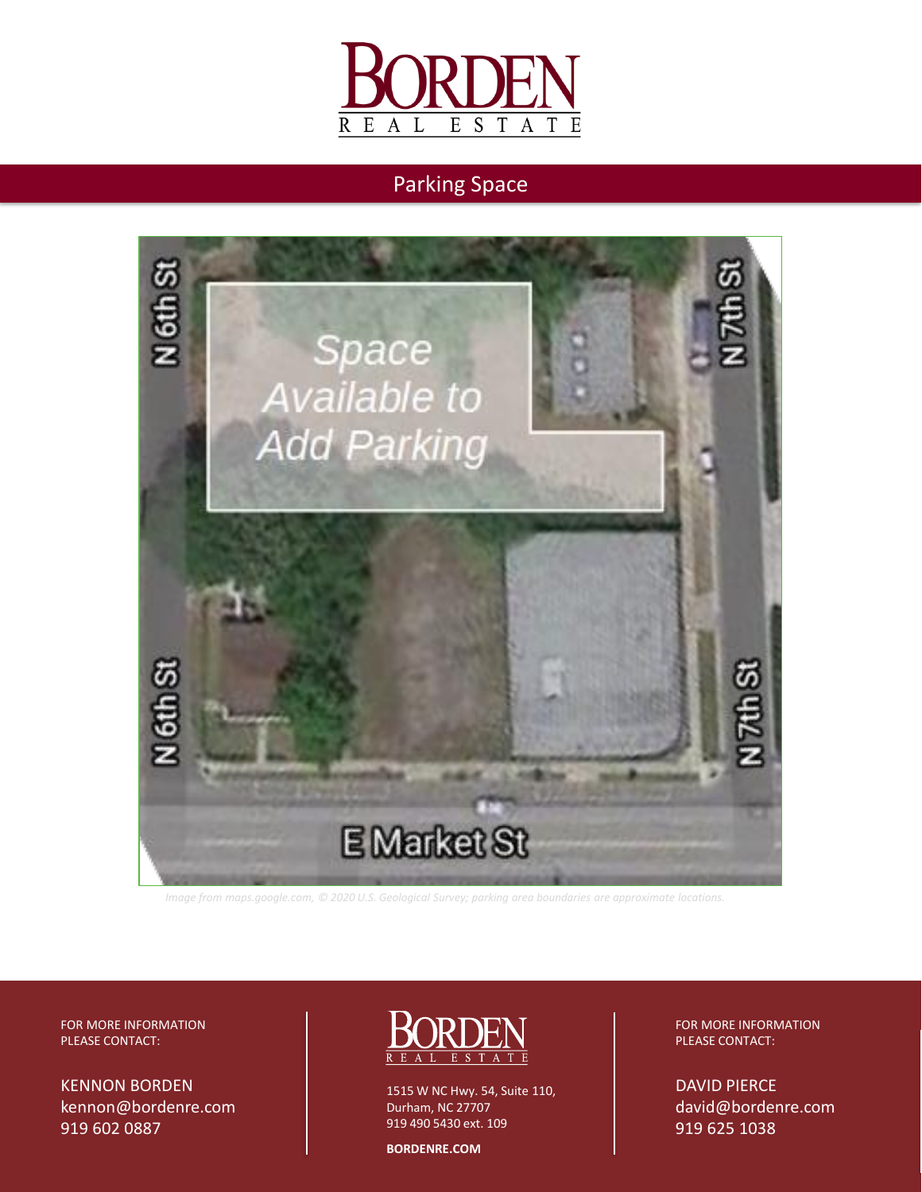# Parking Space

*Image from maps.google.com, © 2020 U.S. Geological Survey; parking area boundaries are approximate locations.*

FOR MORE INFORMATION PLEASE CONTACT:

KENNON BORDEN
kennon@bordenre.com
919 602 0887

BORDEN REAL ESTATE

1515 W NC Hwy. 54, Suite 110,
Durham, NC 27707
919 490 5430 ext. 109

**BORDENRE.COM**

FOR MORE INFORMATION PLEASE CONTACT:

DAVID PIERCE
david@bordenre.com
919 625 1038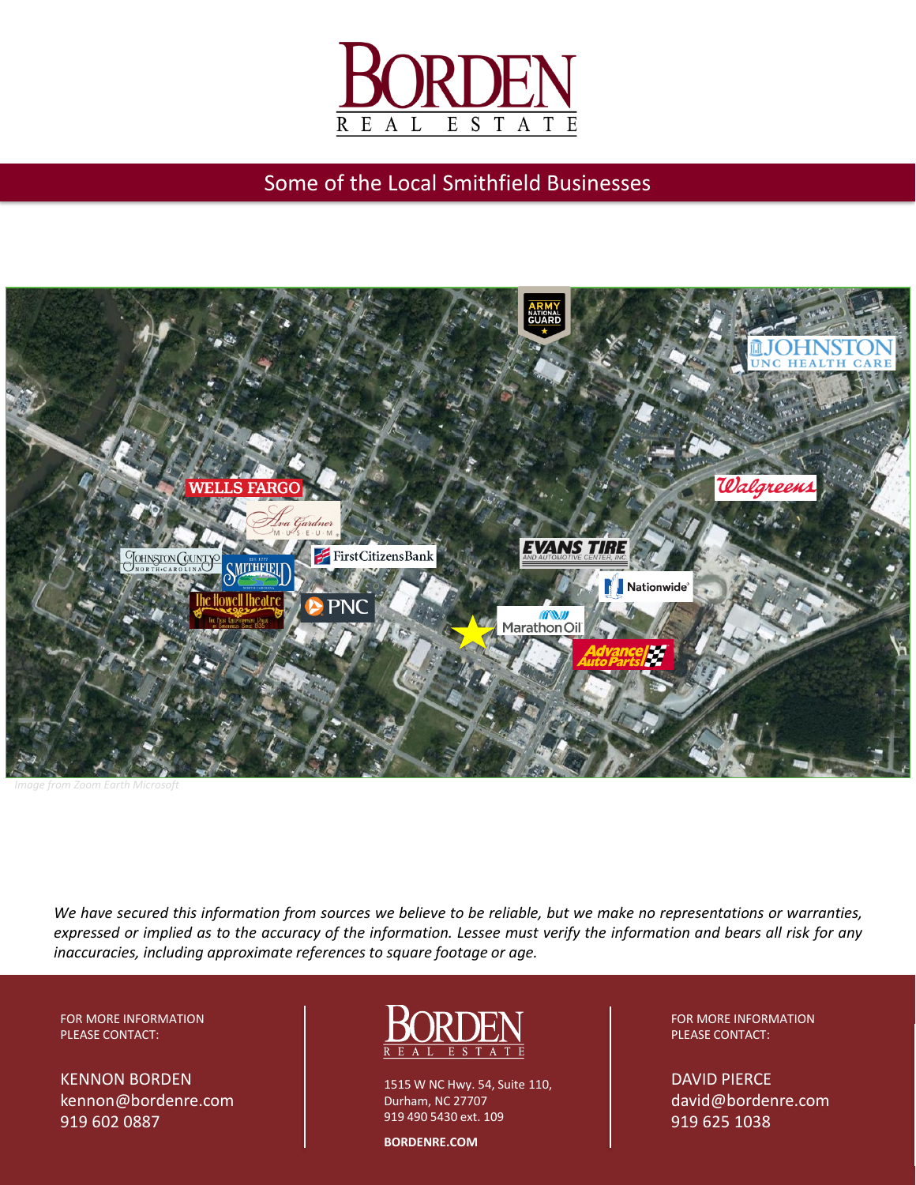# BORDEN REAL ESTATE

## Some of the Local Smithfield Businesses

Image from Zoom Earth Microsoft

*We have secured this information from sources we believe to be reliable, but we make no representations or warranties, expressed or implied as to the accuracy of the information. Lessee must verify the information and bears all risk for any inaccuracies, including approximate references to square footage or age.*

FOR MORE INFORMATION PLEASE CONTACT:

KENNON BORDEN
kennon@bordenre.com
919 602 0887

BORDEN REAL ESTATE

1515 W NC Hwy. 54, Suite 110,
Durham, NC 27707
919 490 5430 ext. 109

**BORDENRE.COM**

FOR MORE INFORMATION PLEASE CONTACT:

DAVID PIERCE
david@bordenre.com
919 625 1038